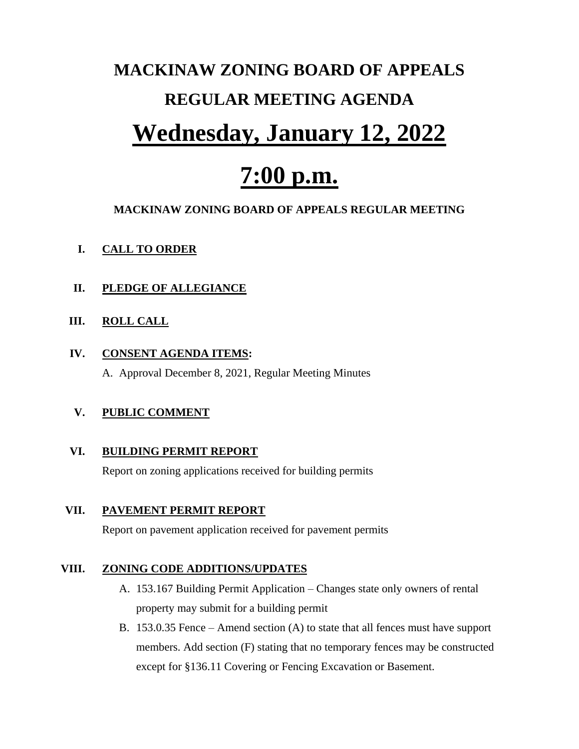# MACKINAW ZONING BOARD OF APPEALS

## REGULAR MEETING AGENDA

# Wednesday, January 12, 2022

# 7:00 p.m.

**MACKINAW ZONING BOARD OF APPEALS REGULAR MEETING**

I. **CALL TO ORDER**

II. **PLEDGE OF ALLEGIANCE**

III. **ROLL CALL**

IV. **CONSENT AGENDA ITEMS:**

A. Approval December 8, 2021, Regular Meeting Minutes

V. **PUBLIC COMMENT**

VI. **BUILDING PERMIT REPORT**

Report on zoning applications received for building permits

VII. **PAVEMENT PERMIT REPORT**

Report on pavement application received for pavement permits

VIII. **ZONING CODE ADDITIONS/UPDATES**

A. 153.167 Building Permit Application – Changes state only owners of rental property may submit for a building permit

B. 153.0.35 Fence – Amend section (A) to state that all fences must have support members. Add section (F) stating that no temporary fences may be constructed except for §136.11 Covering or Fencing Excavation or Basement.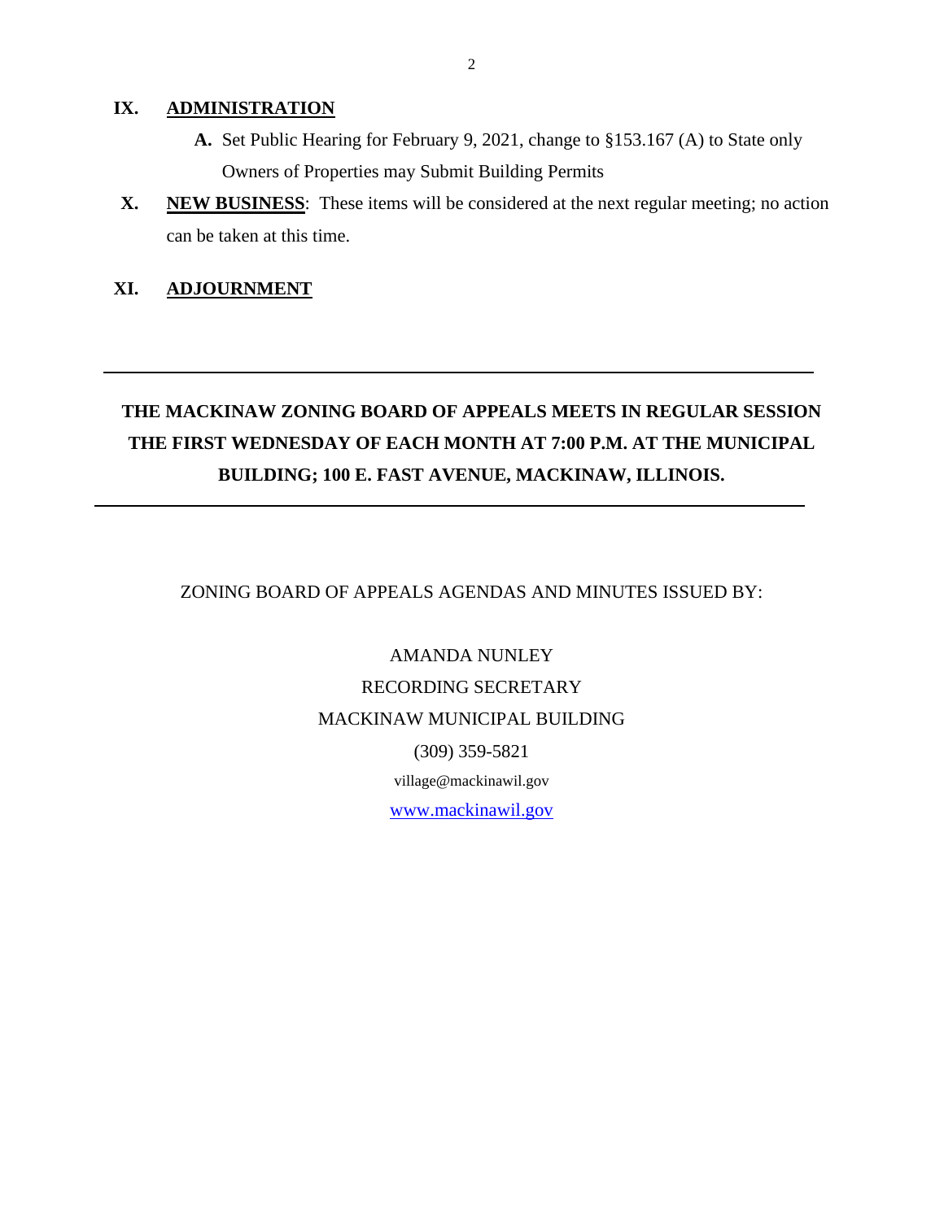**IX. ADMINISTRATION**

**A.** Set Public Hearing for February 9, 2021, change to §153.167 (A) to State only Owners of Properties may Submit Building Permits

**X. NEW BUSINESS**: These items will be considered at the next regular meeting; no action can be taken at this time.

**XI. ADJOURNMENT**

---

**THE MACKINAW ZONING BOARD OF APPEALS MEETS IN REGULAR SESSION THE FIRST WEDNESDAY OF EACH MONTH AT 7:00 P.M. AT THE MUNICIPAL BUILDING; 100 E. FAST AVENUE, MACKINAW, ILLINOIS.**

---

ZONING BOARD OF APPEALS AGENDAS AND MINUTES ISSUED BY:

AMANDA NUNLEY
RECORDING SECRETARY
MACKINAW MUNICIPAL BUILDING
(309) 359-5821
village@mackinawil.gov
www.mackinawil.gov